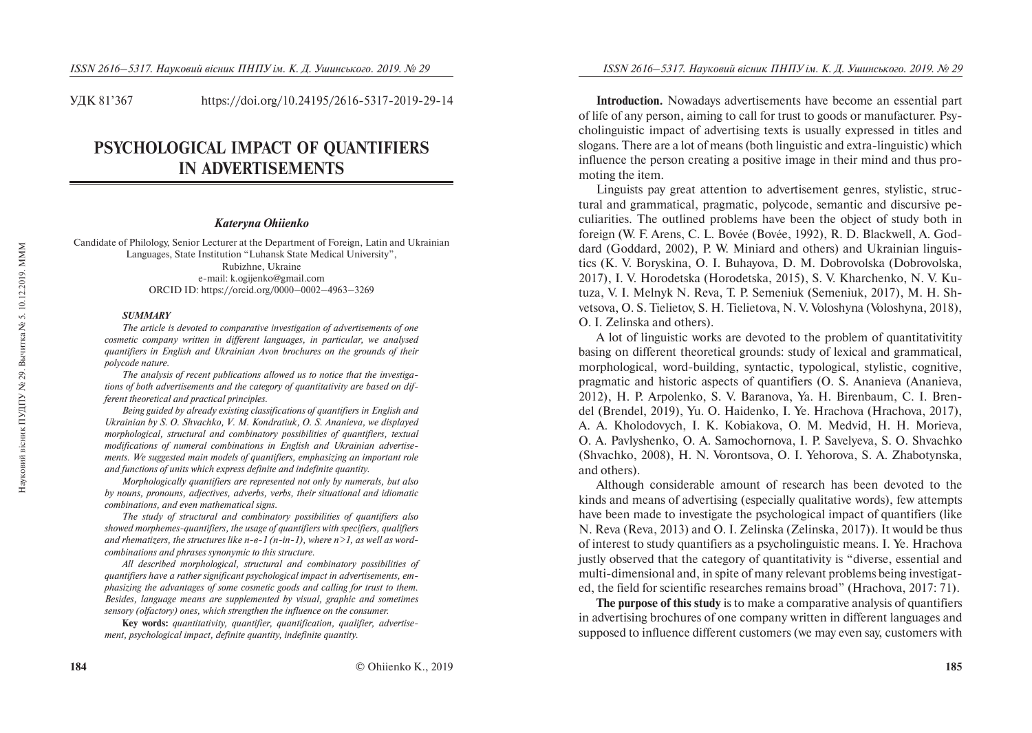УДК 81'367 https://doi.org/10.24195/2616-5317-2019-29-14

# PSYCHOLOGICAL IMPACT OF QUANTIFIERS IN ADVERTISEMENTS

***Kateryna Ohiienko***

Candidate of Philology, Senior Lecturer at the Department of Foreign, Latin and Ukrainian Languages, State Institution "Luhansk State Medical University",
Rubizhne, Ukraine
e-mail: k.ogijenko@gmail.com
ORCID ID: https://orcid.org/0000–0002–4963–3269

***SUMMARY***

*The article is devoted to comparative investigation of advertisements of one cosmetic company written in different languages, in particular, we analysed quantifiers in English and Ukrainian Avon brochures on the grounds of their polycode nature.*

*The analysis of recent publications allowed us to notice that the investigations of both advertisements and the category of quantitativity are based on different theoretical and practical principles.*

*Being guided by already existing classifications of quantifiers in English and Ukrainian by S. O. Shvachko, V. M. Kondratiuk, O. S. Ananieva, we displayed morphological, structural and combinatory possibilities of quantifiers, textual modifications of numeral combinations in English and Ukrainian advertisements. We suggested main models of quantifiers, emphasizing an important role and functions of units which express definite and indefinite quantity.*

*Morphologically quantifiers are represented not only by numerals, but also by nouns, pronouns, adjectives, adverbs, verbs, their situational and idiomatic combinations, and even mathematical signs.*

*The study of structural and combinatory possibilities of quantifiers also showed morphemes-quantifiers, the usage of quantifiers with specifiers, qualifiers and rhematizers, the structures like n-в-1 (n-in-1), where n>1, as well as word-combinations and phrases synonymic to this structure.*

*All described morphological, structural and combinatory possibilities of quantifiers have a rather significant psychological impact in advertisements, emphasizing the advantages of some cosmetic goods and calling for trust to them. Besides, language means are supplemented by visual, graphic and sometimes sensory (olfactory) ones, which strengthen the influence on the consumer.*

**Key words:** *quantitativity, quantifier, quantification, qualifier, advertisement, psychological impact, definite quantity, indefinite quantity.*

© Ohiienko K., 2019

**Introduction.** Nowadays advertisements have become an essential part of life of any person, aiming to call for trust to goods or manufacturer. Psycholinguistic impact of advertising texts is usually expressed in titles and slogans. There are a lot of means (both linguistic and extra-linguistic) which influence the person creating a positive image in their mind and thus promoting the item.

Linguists pay great attention to advertisement genres, stylistic, structural and grammatical, pragmatic, polycode, semantic and discursive peculiarities. The outlined problems have been the object of study both in foreign (W. F. Arens, C. L. Bovée (Bovée, 1992), R. D. Blackwell, A. Goddard (Goddard, 2002), P. W. Miniard and others) and Ukrainian linguistics (K. V. Boryskina, O. I. Buhayova, D. M. Dobrovolska (Dobrovolska, 2017), I. V. Horodetska (Horodetska, 2015), S. V. Kharchenko, N. V. Kutuza, V. I. Melnyk N. Reva, T. P. Semeniuk (Semeniuk, 2017), M. H. Shvetsova, O. S. Tielietov, S. H. Tielietova, N. V. Voloshyna (Voloshyna, 2018), O. I. Zelinska and others).

A lot of linguistic works are devoted to the problem of quantitativitity basing on different theoretical grounds: study of lexical and grammatical, morphological, word-building, syntactic, typological, stylistic, cognitive, pragmatic and historic aspects of quantifiers (O. S. Ananieva (Ananieva, 2012), H. P. Arpolenko, S. V. Baranova, Ya. H. Birenbaum, C. I. Brendel (Brendel, 2019), Yu. O. Haidenko, I. Ye. Hrachova (Hrachova, 2017), A. A. Kholodovych, I. K. Kobiakova, O. M. Medvid, H. H. Morieva, O. A. Pavlyshenko, O. A. Samochornova, I. P. Savelyeva, S. O. Shvachko (Shvachko, 2008), H. N. Vorontsova, O. I. Yehorova, S. A. Zhabotynska, and others).

Although considerable amount of research has been devoted to the kinds and means of advertising (especially qualitative words), few attempts have been made to investigate the psychological impact of quantifiers (like N. Reva (Reva, 2013) and O. I. Zelinska (Zelinska, 2017)). It would be thus of interest to study quantifiers as a psycholinguistic means. I. Ye. Hrachova justly observed that the category of quantitativity is "diverse, essential and multi-dimensional and, in spite of many relevant problems being investigated, the field for scientific researches remains broad" (Hrachova, 2017: 71).

**The purpose of this study** is to make a comparative analysis of quantifiers in advertising brochures of one company written in different languages and supposed to influence different customers (we may even say, customers with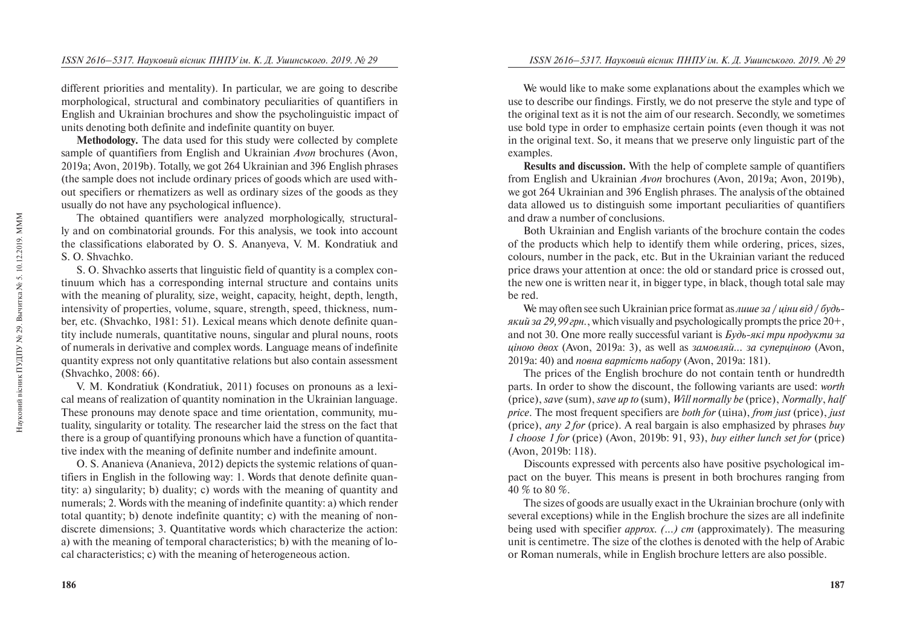different priorities and mentality). In particular, we are going to describe morphological, structural and combinatory peculiarities of quantifiers in English and Ukrainian brochures and show the psycholinguistic impact of units denoting both definite and indefinite quantity on buyer.

**Methodology.** The data used for this study were collected by complete sample of quantifiers from English and Ukrainian *Avon* brochures (Avon, 2019a; Avon, 2019b). Totally, we got 264 Ukrainian and 396 English phrases (the sample does not include ordinary prices of goods which are used without specifiers or rhematizers as well as ordinary sizes of the goods as they usually do not have any psychological influence).

The obtained quantifiers were analyzed morphologically, structurally and on combinatorial grounds. For this analysis, we took into account the classifications elaborated by O. S. Ananyeva, V. M. Kondratiuk and S. O. Shvachko.

S. O. Shvachko asserts that linguistic field of quantity is a complex continuum which has a corresponding internal structure and contains units with the meaning of plurality, size, weight, capacity, height, depth, length, intensivity of properties, volume, square, strength, speed, thickness, number, etc. (Shvachko, 1981: 51). Lexical means which denote definite quantity include numerals, quantitative nouns, singular and plural nouns, roots of numerals in derivative and complex words. Language means of indefinite quantity express not only quantitative relations but also contain assessment (Shvachko, 2008: 66).

V. M. Kondratiuk (Kondratiuk, 2011) focuses on pronouns as a lexical means of realization of quantity nomination in the Ukrainian language. These pronouns may denote space and time orientation, community, mutuality, singularity or totality. The researcher laid the stress on the fact that there is a group of quantifying pronouns which have a function of quantitative index with the meaning of definite number and indefinite amount.

O. S. Ananieva (Ananieva, 2012) depicts the systemic relations of quantifiers in English in the following way: 1. Words that denote definite quantity: a) singularity; b) duality; c) words with the meaning of quantity and numerals; 2. Words with the meaning of indefinite quantity: a) which render total quantity; b) denote indefinite quantity; c) with the meaning of non-discrete dimensions; 3. Quantitative words which characterize the action: a) with the meaning of temporal characteristics; b) with the meaning of local characteristics; c) with the meaning of heterogeneous action.

We would like to make some explanations about the examples which we use to describe our findings. Firstly, we do not preserve the style and type of the original text as it is not the aim of our research. Secondly, we sometimes use bold type in order to emphasize certain points (even though it was not in the original text. So, it means that we preserve only linguistic part of the examples.

**Results and discussion.** With the help of complete sample of quantifiers from English and Ukrainian *Avon* brochures (Avon, 2019a; Avon, 2019b), we got 264 Ukrainian and 396 English phrases. The analysis of the obtained data allowed us to distinguish some important peculiarities of quantifiers and draw a number of conclusions.

Both Ukrainian and English variants of the brochure contain the codes of the products which help to identify them while ordering, prices, sizes, colours, number in the pack, etc. But in the Ukrainian variant the reduced price draws your attention at once: the old or standard price is crossed out, the new one is written near it, in bigger type, in black, though total sale may be red.

We may often see such Ukrainian price format as *лише за / ціни від / будь-який за 29,99 грн.*, which visually and psychologically prompts the price 20+, and not 30. One more really successful variant is *Будь-які три продукти за ціною двох* (Avon, 2019a: 3), as well as *замовляй… за суперціною* (Avon, 2019a: 40) and *повна вартість набору* (Avon, 2019a: 181).

The prices of the English brochure do not contain tenth or hundredth parts. In order to show the discount, the following variants are used: *worth* (price), *save* (sum), *save up to* (sum), *Will normally be* (price), *Normally*, *half price*. The most frequent specifiers are *both for* (ціна), *from just* (price), *just* (price), *any 2 for* (price). A real bargain is also emphasized by phrases *buy 1 choose 1 for* (price) (Avon, 2019b: 91, 93), *buy either lunch set for* (price) (Avon, 2019b: 118).

Discounts expressed with percents also have positive psychological impact on the buyer. This means is present in both brochures ranging from 40 % to 80 %.

The sizes of goods are usually exact in the Ukrainian brochure (only with several exceptions) while in the English brochure the sizes are all indefinite being used with specifier *approx. (…) cm* (approximately). The measuring unit is centimetre. The size of the clothes is denoted with the help of Arabic or Roman numerals, while in English brochure letters are also possible.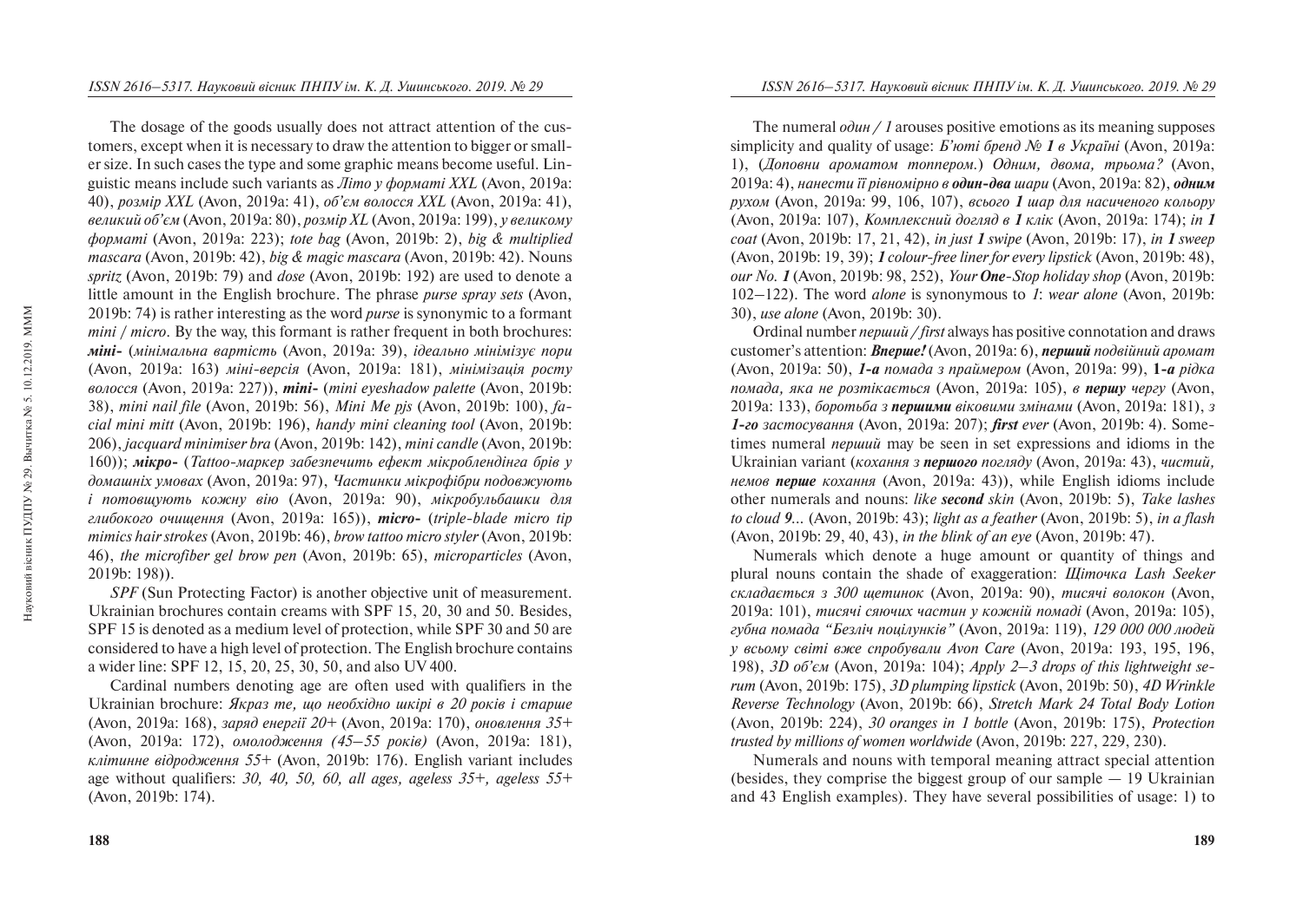The dosage of the goods usually does not attract attention of the customers, except when it is necessary to draw the attention to bigger or smaller size. In such cases the type and some graphic means become useful. Linguistic means include such variants as *Літо у форматі XXL* (Avon, 2019a: 40), *розмір XXL* (Avon, 2019a: 41), *об'єм волосся XXL* (Avon, 2019a: 41), *великий об'єм* (Avon, 2019a: 80), *розмір XL* (Avon, 2019a: 199), *у великому форматі* (Avon, 2019a: 223); *tote bag* (Avon, 2019b: 2), *big & multiplied mascara* (Avon, 2019b: 42), *big & magic mascara* (Avon, 2019b: 42). Nouns *spritz* (Avon, 2019b: 79) and *dose* (Avon, 2019b: 192) are used to denote a little amount in the English brochure. The phrase *purse spray sets* (Avon, 2019b: 74) is rather interesting as the word *purse* is synonymic to a formant *mini / micro*. By the way, this formant is rather frequent in both brochures: ***міні-*** (*мінімальна вартість* (Avon, 2019a: 39), *ідеально мінімізує пори* (Avon, 2019a: 163) *міні-версія* (Avon, 2019a: 181), *мінімізація росту волосся* (Avon, 2019a: 227)), ***mini-*** (*mini eyeshadow palette* (Avon, 2019b: 38), *mini nail file* (Avon, 2019b: 56), *Mini Me pjs* (Avon, 2019b: 100), *facial mini mitt* (Avon, 2019b: 196), *handy mini cleaning tool* (Avon, 2019b: 206), *jacquard minimiser bra* (Avon, 2019b: 142), *mini candle* (Avon, 2019b: 160)); ***мікро-*** (*Tattoo-маркер забезпечить ефект мікроблендінга брів у домашніх умовах* (Avon, 2019a: 97), *Частинки мікрофібри подовжують і потовщують кожну вію* (Avon, 2019a: 90), *мікробульбашки для глибокого очищення* (Avon, 2019a: 165)), ***micro-*** (*triple-blade micro tip mimics hair strokes* (Avon, 2019b: 46), *brow tattoo micro styler* (Avon, 2019b: 46), *the microfiber gel brow pen* (Avon, 2019b: 65), *microparticles* (Avon, 2019b: 198)).

*SPF* (Sun Protecting Factor) is another objective unit of measurement. Ukrainian brochures contain creams with SPF 15, 20, 30 and 50. Besides, SPF 15 is denoted as a medium level of protection, while SPF 30 and 50 are considered to have a high level of protection. The English brochure contains a wider line: SPF 12, 15, 20, 25, 30, 50, and also UV 400.

Cardinal numbers denoting age are often used with qualifiers in the Ukrainian brochure: *Якраз те, що необхідно шкірі в 20 років і старше* (Avon, 2019a: 168), *заряд енергії 20+* (Avon, 2019a: 170), *оновлення 35+* (Avon, 2019a: 172), *омолодження (45–55 років)* (Avon, 2019a: 181), *клітинне відродження 55+* (Avon, 2019b: 176). English variant includes age without qualifiers: *30, 40, 50, 60, all ages, ageless 35+, ageless 55+* (Avon, 2019b: 174).

The numeral *один / 1* arouses positive emotions as its meaning supposes simplicity and quality of usage: *Б'юті бренд* ***№ 1*** *в Україні* (Avon, 2019a: 1), (*Доповни ароматом топпером.*) *Одним, двома, трьома?* (Avon, 2019a: 4), *нанести її рівномірно в* ***один-два*** *шари* (Avon, 2019a: 82), ***одним*** *рухом* (Avon, 2019a: 99, 106, 107), *всього* ***1*** *шар для насиченого кольору* (Avon, 2019a: 107), *Комплексний догляд в* ***1*** *клік* (Avon, 2019a: 174); *in* ***1*** *coat* (Avon, 2019b: 17, 21, 42), *in just* ***1*** *swipe* (Avon, 2019b: 17), *in* ***1*** *sweep* (Avon, 2019b: 19, 39); ***1*** *colour-free liner for every lipstick* (Avon, 2019b: 48), *our No.* ***1*** (Avon, 2019b: 98, 252), *Your* ***One****-Stop holiday shop* (Avon, 2019b: 102–122). The word *alone* is synonymous to *1*: *wear alone* (Avon, 2019b: 30), *use alone* (Avon, 2019b: 30).

Ordinal number *перший / first* always has positive connotation and draws customer's attention: ***Вперше!*** (Avon, 2019a: 6), ***перший*** *подвійний аромат* (Avon, 2019a: 50), ***1-а*** *помада з праймером* (Avon, 2019a: 99), **1-*а*** *рідка помада, яка не розтікається* (Avon, 2019a: 105), *в* ***першу*** *чергу* (Avon, 2019a: 133), *боротьба з* ***першими*** *віковими змінами* (Avon, 2019a: 181), *з* ***1-го*** *застосування* (Avon, 2019a: 207); ***first*** *ever* (Avon, 2019b: 4). Sometimes numeral *перший* may be seen in set expressions and idioms in the Ukrainian variant (*кохання з* ***першого*** *погляду* (Avon, 2019a: 43), *чистий, немов* ***перше*** *кохання* (Avon, 2019a: 43)), while English idioms include other numerals and nouns: *like* ***second*** *skin* (Avon, 2019b: 5), *Take lashes to cloud 9...* (Avon, 2019b: 43); *light as a feather* (Avon, 2019b: 5), *in a flash* (Avon, 2019b: 29, 40, 43), *in the blink of an eye* (Avon, 2019b: 47).

Numerals which denote a huge amount or quantity of things and plural nouns contain the shade of exaggeration: *Щіточка Lash Seeker складається з 300 щетинок* (Avon, 2019a: 90), *тисячі волокон* (Avon, 2019a: 101), *тисячі сяючих частин у кожній помаді* (Avon, 2019a: 105), *губна помада "Безліч поцілунків"* (Avon, 2019a: 119), *129 000 000 людей у всьому світі вже спробували Avon Care* (Avon, 2019a: 193, 195, 196, 198), *3D об'єм* (Avon, 2019a: 104); *Apply 2–3 drops of this lightweight serum* (Avon, 2019b: 175), *3D plumping lipstick* (Avon, 2019b: 50), *4D Wrinkle Reverse Technology* (Avon, 2019b: 66), *Stretch Mark 24 Total Body Lotion* (Avon, 2019b: 224), *30 oranges in 1 bottle* (Avon, 2019b: 175), *Protection trusted by millions of women worldwide* (Avon, 2019b: 227, 229, 230).

Numerals and nouns with temporal meaning attract special attention (besides, they comprise the biggest group of our sample — 19 Ukrainian and 43 English examples). They have several possibilities of usage: 1) to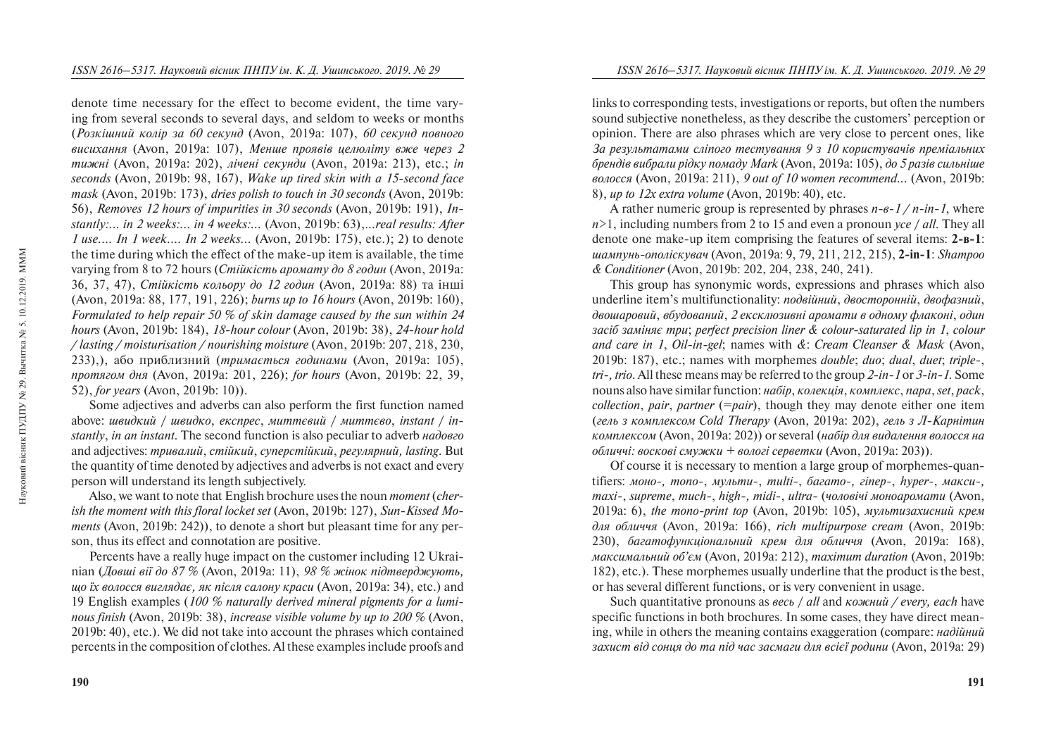denote time necessary for the effect to become evident, the time varying from several seconds to several days, and seldom to weeks or months (*Розкішний колір за 60 секунд* (Avon, 2019a: 107), *60 секунд повного висихання* (Avon, 2019a: 107), *Менше проявів целюліту вже через 2 тижні* (Avon, 2019a: 202), *лічені секунди* (Avon, 2019a: 213), etc.; *in seconds* (Avon, 2019b: 98, 167), *Wake up tired skin with a 15-second face mask* (Avon, 2019b: 173), *dries polish to touch in 30 seconds* (Avon, 2019b: 56), *Removes 12 hours of impurities in 30 seconds* (Avon, 2019b: 191), *Instantly:... in 2 weeks:... in 4 weeks:...* (Avon, 2019b: 63),*...real results: After 1 use.... In 1 week.... In 2 weeks...* (Avon, 2019b: 175), etc.); 2) to denote the time during which the effect of the make-up item is available, the time varying from 8 to 72 hours (*Стійкість аромату до 8 годин* (Avon, 2019a: 36, 37, 47), *Стійкість кольору до 12 годин* (Avon, 2019a: 88) та інші (Avon, 2019a: 88, 177, 191, 226); *burns up to 16 hours* (Avon, 2019b: 160), *Formulated to help repair 50 % of skin damage caused by the sun within 24 hours* (Avon, 2019b: 184), *18-hour colour* (Avon, 2019b: 38), *24-hour hold / lasting / moisturisation / nourishing moisture* (Avon, 2019b: 207, 218, 230, 233),), або приблизний (*тримається годинами* (Avon, 2019a: 105), *протягом дня* (Avon, 2019a: 201, 226); *for hours* (Avon, 2019b: 22, 39, 52), *for years* (Avon, 2019b: 10)).

Some adjectives and adverbs can also perform the first function named above: *швидкий / швидко*, *експрес*, *миттєвий / миттєво*, *instant / instantly*, *in an instant*. The second function is also peculiar to adverb *надовго* and adjectives: *тривалий*, *стійкий*, *суперстійкий*, *регулярний, lasting*. But the quantity of time denoted by adjectives and adverbs is not exact and every person will understand its length subjectively.

Also, we want to note that English brochure uses the noun *moment* (*cherish the moment with this floral locket set* (Avon, 2019b: 127), *Sun-Kissed Moments* (Avon, 2019b: 242)), to denote a short but pleasant time for any person, thus its effect and connotation are positive.

Percents have a really huge impact on the customer including 12 Ukrainian (*Довші вії до 87 %* (Avon, 2019a: 11), *98 % жінок підтверджують, що їх волосся виглядає, як після салону краси* (Avon, 2019a: 34), etc.) and 19 English examples (*100 % naturally derived mineral pigments for a luminous finish* (Avon, 2019b: 38), *increase visible volume by up to 200 %* (Avon, 2019b: 40), etc.). We did not take into account the phrases which contained percents in the composition of clothes. Al these examples include proofs and links to corresponding tests, investigations or reports, but often the numbers sound subjective nonetheless, as they describe the customers' perception or opinion. There are also phrases which are very close to percent ones, like *За результатами сліпого тестування 9 з 10 користувачів преміальних брендів вибрали рідку помаду Mark* (Avon, 2019a: 105), *до 5 разів сильніше волосся* (Avon, 2019a: 211), *9 out of 10 women recommend...* (Avon, 2019b: 8), *up to 12x extra volume* (Avon, 2019b: 40), etc.

A rather numeric group is represented by phrases *n-в-1 / n-in-1*, where $n>1$, including numbers from 2 to 15 and even a pronoun *усе / all*. They all denote one make-up item comprising the features of several items: **2-в-1**: *шампунь-ополіскувач* (Avon, 2019a: 9, 79, 211, 212, 215), **2-in-1**: *Shampoo & Conditioner* (Avon, 2019b: 202, 204, 238, 240, 241).

This group has synonymic words, expressions and phrases which also underline item's multifunctionality: *подвійний*, *двосторонній*, *двофазний*, *двошаровий*, *вбудований*, *2 ексклюзивні аромати в одному флаконі*, *один засіб замінює три*; *perfect precision liner & colour-saturated lip in 1*, *colour and care in 1*, *Oil-in-gel*; names with *&*: *Cream Cleanser & Mask* (Avon, 2019b: 187), etc.; names with morphemes *double*; *duo*; *dual*, *duet*; *triple-*, *tri-*, *trio*. All these means may be referred to the group *2-in-1* or *3-in-1*. Some nouns also have similar function: *набір*, *колекція*, *комплекс*, *пара*, *set*, *pack*, *collection*, *pair*, *partner* (=*pair*), though they may denote either one item (*гель з комплексом Cold Therapy* (Avon, 2019a: 202), *гель з Л-Карнітин комплексом* (Avon, 2019a: 202)) or several (*набір для видалення волосся на обличчі: воскові смужки + вологі серветки* (Avon, 2019a: 203)).

Of course it is necessary to mention a large group of morphemes-quantifiers: *моно-*, *mono-*, *мульти-*, *multi-*, *багато-*, *гіпер-*, *hyper-*, *макси-*, *maxi-*, *supreme*, *much-*, *high-*, *midi-*, *ultra-* (*чоловічі моноаромати* (Avon, 2019a: 6), *the mono-print top* (Avon, 2019b: 105), *мультизахисний крем для обличчя* (Avon, 2019a: 166), *rich multipurpose cream* (Avon, 2019b: 230), *багатофункціональний крем для обличчя* (Avon, 2019a: 168), *максимальний об'єм* (Avon, 2019a: 212), *maximum duration* (Avon, 2019b: 182), etc.). These morphemes usually underline that the product is the best, or has several different functions, or is very convenient in usage.

Such quantitative pronouns as *весь / all* and *кожний / every, each* have specific functions in both brochures. In some cases, they have direct meaning, while in others the meaning contains exaggeration (compare: *надійний захист від сонця до та під час засмаги для всієї родини* (Avon, 2019a: 29)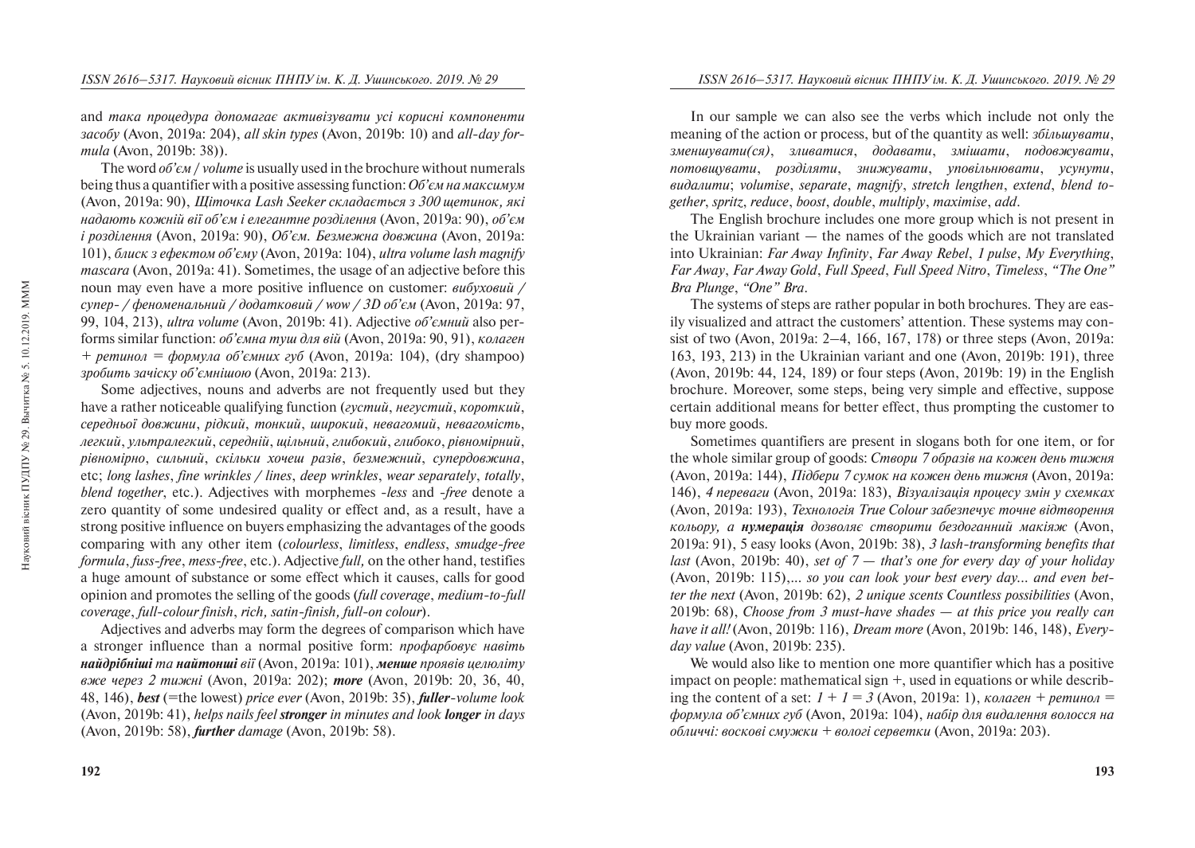and *така процедура допомагає активізувати усі корисні компоненти засобу* (Avon, 2019a: 204), *all skin types* (Avon, 2019b: 10) and *all-day formula* (Avon, 2019b: 38)).

The word *об'єм / volume* is usually used in the brochure without numerals being thus a quantifier with a positive assessing function: *Об'єм на максимум* (Avon, 2019a: 90), *Щіточка Lash Seeker складається з 300 щетинок, які надають кожній вії об'єм і елегантне розділення* (Avon, 2019a: 90), *об'єм і розділення* (Avon, 2019a: 90), *Об'єм. Безмежна довжина* (Avon, 2019a: 101), *блиск з ефектом об'єму* (Avon, 2019a: 104), *ultra volume lash magnify mascara* (Avon, 2019a: 41). Sometimes, the usage of an adjective before this noun may even have a more positive influence on customer: *вибуховий / супер- / феноменальний / додатковий / wow / 3D об'єм* (Avon, 2019a: 97, 99, 104, 213), *ultra volume* (Avon, 2019b: 41). Adjective *об'ємний* also performs similar function: *об'ємна туш для вій* (Avon, 2019a: 90, 91), *колаген + ретинол = формула об'ємних губ* (Avon, 2019a: 104), (dry shampoo) *зробить зачіску об'ємнішою* (Avon, 2019a: 213).

Some adjectives, nouns and adverbs are not frequently used but they have a rather noticeable qualifying function (*густий*, *негустий*, *короткий*, *середньої довжини*, *рідкий*, *тонкий*, *широкий*, *невагомий*, *невагомість*, *легкий*, *ультралегкий*, *середній*, *щільний*, *глибокий*, *глибоко*, *рівномірний*, *рівномірно*, *сильний*, *скільки хочеш разів*, *безмежний*, *супердовжина*, etc; *long lashes*, *fine wrinkles / lines*, *deep wrinkles*, *wear separately*, *totally*, *blend together*, etc.). Adjectives with morphemes *-less* and *-free* denote a zero quantity of some undesired quality or effect and, as a result, have a strong positive influence on buyers emphasizing the advantages of the goods comparing with any other item (*colourless*, *limitless*, *endless*, *smudge-free formula*, *fuss-free*, *mess-free*, etc.). Adjective *full,* on the other hand, testifies a huge amount of substance or some effect which it causes, calls for good opinion and promotes the selling of the goods (*full coverage*, *medium-to-full coverage*, *full-colour finish*, *rich, satin-finish, full-on colour*).

Adjectives and adverbs may form the degrees of comparison which have a stronger influence than a normal positive form: *профарбовує навіть* ***найдрібніші*** *та* ***найтонші*** *вії* (Avon, 2019a: 101), ***менше*** *проявів целюліту вже через 2 тижні* (Avon, 2019a: 202); ***more*** (Avon, 2019b: 20, 36, 40, 48, 146), ***best*** (=the lowest) *price ever* (Avon, 2019b: 35), ***fuller****-volume look* (Avon, 2019b: 41), *helps nails feel* ***stronger*** *in minutes and look* ***longer*** *in days* (Avon, 2019b: 58), ***further*** *damage* (Avon, 2019b: 58).

In our sample we can also see the verbs which include not only the meaning of the action or process, but of the quantity as well: *збільшувати*, *зменшувати(ся)*, *зливатися*, *додавати*, *змішати*, *подовжувати*, *потовщувати*, *розділяти*, *знижувати*, *уповільнювати*, *усунути*, *видалити*; *volumise*, *separate*, *magnify*, *stretch lengthen*, *extend*, *blend together*, *spritz*, *reduce*, *boost*, *double*, *multiply*, *maximise*, *add*.

The English brochure includes one more group which is not present in the Ukrainian variant — the names of the goods which are not translated into Ukrainian: *Far Away Infinity*, *Far Away Rebel*, *1 pulse*, *My Everything*, *Far Away*, *Far Away Gold*, *Full Speed*, *Full Speed Nitro*, *Timeless*, *"The One" Bra Plunge*, *"One" Bra*.

The systems of steps are rather popular in both brochures. They are easily visualized and attract the customers' attention. These systems may consist of two (Avon, 2019a: 2–4, 166, 167, 178) or three steps (Avon, 2019a: 163, 193, 213) in the Ukrainian variant and one (Avon, 2019b: 191), three (Avon, 2019b: 44, 124, 189) or four steps (Avon, 2019b: 19) in the English brochure. Moreover, some steps, being very simple and effective, suppose certain additional means for better effect, thus prompting the customer to buy more goods.

Sometimes quantifiers are present in slogans both for one item, or for the whole similar group of goods: *Створи 7 образів на кожен день тижня* (Avon, 2019a: 144), *Підбери 7 сумок на кожен день тижня* (Avon, 2019a: 146), *4 переваги* (Avon, 2019a: 183), *Візуалізація процесу змін у схемках* (Avon, 2019a: 193), *Технологія True Colour забезпечує точне відтворення кольору, а* ***нумерація*** *дозволяє створити бездоганний макіяж* (Avon, 2019a: 91), 5 easy looks (Avon, 2019b: 38), *3 lash-transforming benefits that last* (Avon, 2019b: 40), *set of 7 — that's one for every day of your holiday* (Avon, 2019b: 115),*... so you can look your best every day... and even better the next* (Avon, 2019b: 62), *2 unique scents Countless possibilities* (Avon, 2019b: 68), *Choose from 3 must-have shades — at this price you really can have it all!* (Avon, 2019b: 116), *Dream more* (Avon, 2019b: 146, 148), *Everyday value* (Avon, 2019b: 235).

We would also like to mention one more quantifier which has a positive impact on people: mathematical sign +, used in equations or while describing the content of a set: *1 + 1 = 3* (Avon, 2019a: 1), *колаген + ретинол = формула об'ємних губ* (Avon, 2019a: 104), *набір для видалення волосся на обличчі: воскові смужки + вологі серветки* (Avon, 2019a: 203).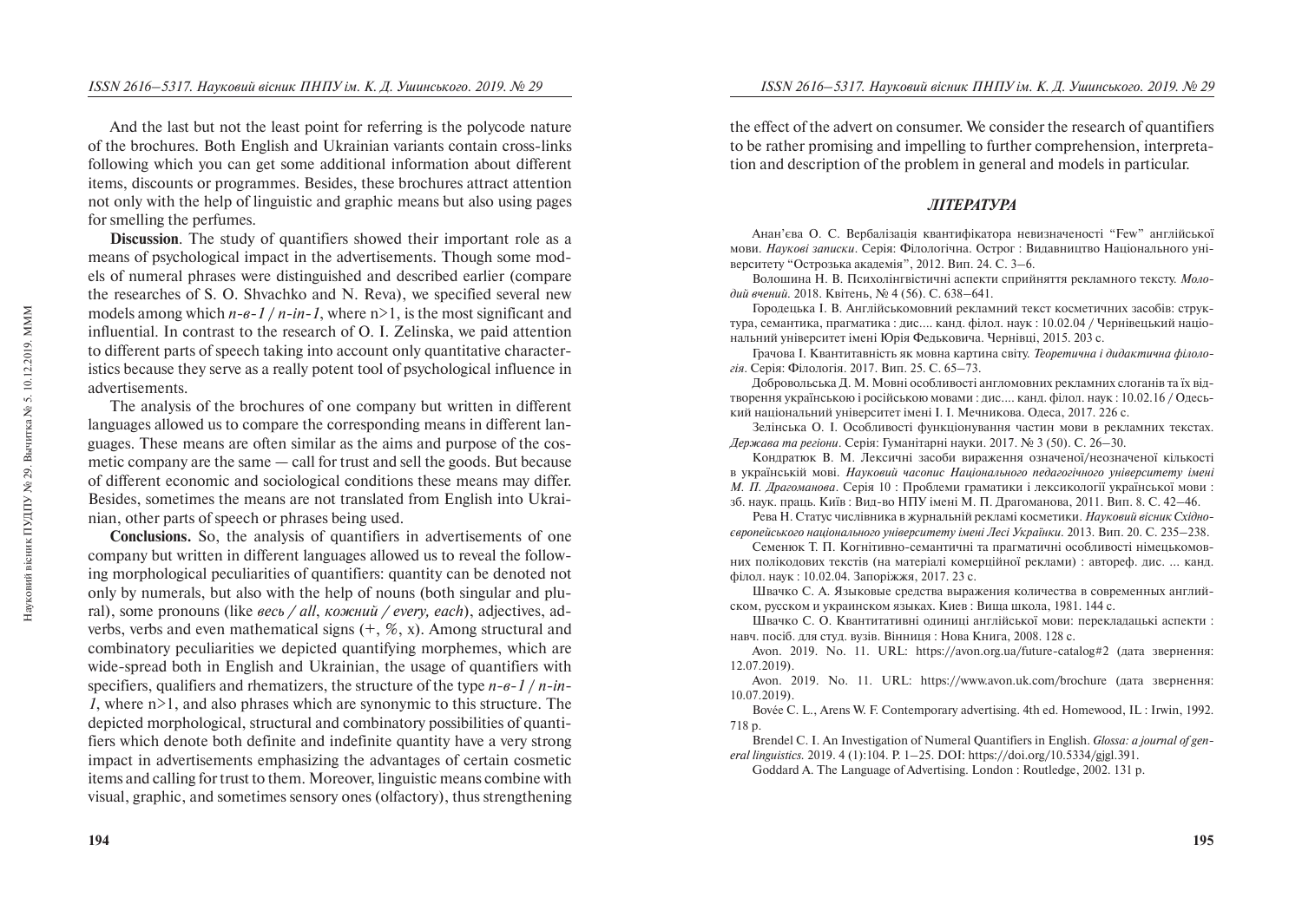And the last but not the least point for referring is the polycode nature of the brochures. Both English and Ukrainian variants contain cross-links following which you can get some additional information about different items, discounts or programmes. Besides, these brochures attract attention not only with the help of linguistic and graphic means but also using pages for smelling the perfumes.

**Discussion**. The study of quantifiers showed their important role as a means of psychological impact in the advertisements. Though some models of numeral phrases were distinguished and described earlier (compare the researches of S. O. Shvachko and N. Reva), we specified several new models among which *n-в-1* / *n-in-1*, where n>1, is the most significant and influential. In contrast to the research of O. I. Zelinska, we paid attention to different parts of speech taking into account only quantitative characteristics because they serve as a really potent tool of psychological influence in advertisements.

The analysis of the brochures of one company but written in different languages allowed us to compare the corresponding means in different languages. These means are often similar as the aims and purpose of the cosmetic company are the same — call for trust and sell the goods. But because of different economic and sociological conditions these means may differ. Besides, sometimes the means are not translated from English into Ukrainian, other parts of speech or phrases being used.

**Conclusions.** So, the analysis of quantifiers in advertisements of one company but written in different languages allowed us to reveal the following morphological peculiarities of quantifiers: quantity can be denoted not only by numerals, but also with the help of nouns (both singular and plural), some pronouns (like *весь / all*, *кожний / every, each*), adjectives, adverbs, verbs and even mathematical signs (+, %, x). Among structural and combinatory peculiarities we depicted quantifying morphemes, which are wide-spread both in English and Ukrainian, the usage of quantifiers with specifiers, qualifiers and rhematizers, the structure of the type *n-в-1* / *n-in-1*, where n>1, and also phrases which are synonymic to this structure. The depicted morphological, structural and combinatory possibilities of quantifiers which denote both definite and indefinite quantity have a very strong impact in advertisements emphasizing the advantages of certain cosmetic items and calling for trust to them. Moreover, linguistic means combine with visual, graphic, and sometimes sensory ones (olfactory), thus strengthening the effect of the advert on consumer. We consider the research of quantifiers to be rather promising and impelling to further comprehension, interpretation and description of the problem in general and models in particular.

## ЛІТЕРАТУРА

Анан'єва О. С. Вербалізація квантифікатора невизначеності "Few" англійської мови. *Наукові записки*. Серія: Філологічна. Острог : Видавництво Національного університету "Острозька академія", 2012. Вип. 24. С. 3–6.

Волошина Н. В. Психолінгвістичні аспекти сприйняття рекламного тексту. *Молодий вчений*. 2018. Квітень, № 4 (56). С. 638–641.

Городецька І. В. Англійськомовний рекламний текст косметичних засобів: структура, семантика, прагматика : дис.... канд. філол. наук : 10.02.04 / Чернівецький національний університет імені Юрія Федьковича. Чернівці, 2015. 203 с.

Грачова І. Квантитавність як мовна картина світу. *Теоретична і дидактична філологія*. Серія: Філологія. 2017. Вип. 25. С. 65–73.

Добровольська Д. М. Мовні особливості англомовних рекламних слоганів та їх відтворення українською і російською мовами : дис.... канд. філол. наук : 10.02.16 / Одеський національний університет імені І. І. Мечникова. Одеса, 2017. 226 с.

Зелінська О. І. Особливості функціонування частин мови в рекламних текстах. *Держава та регіони*. Серія: Гуманітарні науки. 2017. № 3 (50). С. 26–30.

Кондратюк В. М. Лексичні засоби вираження означеної/неозначеної кількості в українській мові. *Науковий часопис Національного педагогічного університету імені М. П. Драгоманова*. Серія 10 : Проблеми граматики і лексикології української мови : зб. наук. праць. Київ : Вид-во НПУ імені М. П. Драгоманова, 2011. Вип. 8. С. 42–46.

Рева Н. Статус числівника в журнальній рекламі косметики. *Науковий вісник Східноєвропейського національного університету імені Лесі Українки*. 2013. Вип. 20. С. 235–238.

Семенюк Т. П. Когнітивно-семантичні та прагматичні особливості німецькомовних полікодових текстів (на матеріалі комерційної реклами) : автореф. дис. ... канд. філол. наук : 10.02.04. Запоріжжя, 2017. 23 с.

Швачко С. А. Языковые средства выражения количества в современных английском, русском и украинском языках. Киев : Вища школа, 1981. 144 с.

Швачко С. О. Квантитативні одиниці англійської мови: перекладацькі аспекти : навч. посіб. для студ. вузів. Вінниця : Нова Книга, 2008. 128 с.

Avon. 2019. No. 11. URL: https://avon.org.ua/future-catalog#2 (дата звернення: 12.07.2019).

Avon. 2019. No. 11. URL: https://www.avon.uk.com/brochure (дата звернення: 10.07.2019).

Bovée C. L., Arens W. F. Contemporary advertising. 4th ed. Homewood, IL : Irwin, 1992. 718 p.

Brendel C. I. An Investigation of Numeral Quantifiers in English. *Glossa: a journal of general linguistics.* 2019. 4 (1):104. P. 1–25. DOI: https://doi.org/10.5334/gjgl.391.

Goddard A. The Language of Advertising. London : Routledge, 2002. 131 p.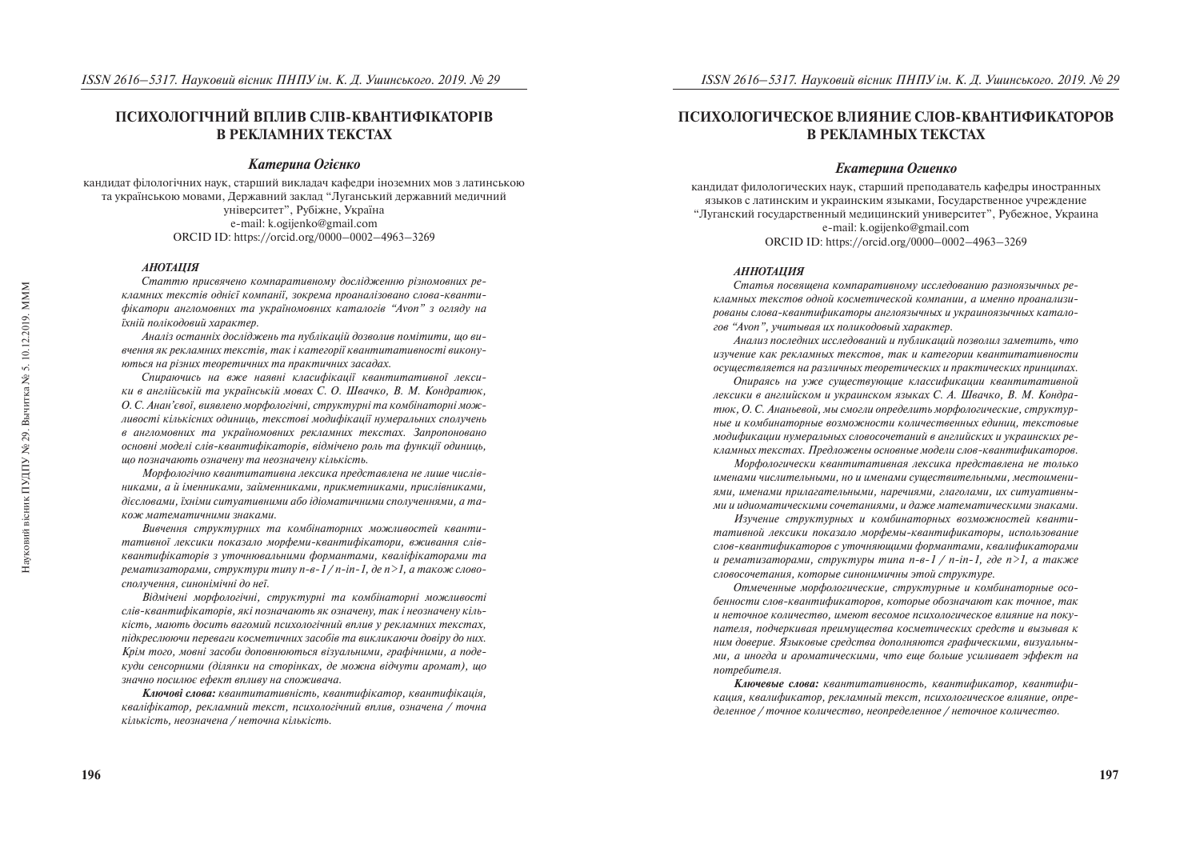# ПСИХОЛОГІЧНИЙ ВПЛИВ СЛІВ-КВАНТИФІКАТОРІВ В РЕКЛАМНИХ ТЕКСТАХ

### *Катерина Огієнко*

кандидат філологічних наук, старший викладач кафедри іноземних мов з латинською та українською мовами, Державний заклад "Луганський державний медичний університет", Рубіжне, Україна
e-mail: k.ogijenko@gmail.com
ORCID ID: https://orcid.org/0000–0002–4963–3269

***АНОТАЦІЯ***

*Статтю присвячено компаративному дослідженню різномовних рекламних текстів однієї компанії, зокрема проаналізовано слова-квантифікатори англомовних та україномовних каталогів "Avon" з огляду на їхній полікодовий характер.*

*Аналіз останніх досліджень та публікацій дозволив помітити, що вивчення як рекламних текстів, так і категорії квантитативності виконуються на різних теоретичних та практичних засадах.*

*Спираючись на вже наявні класифікації квантитативної лексики в англійській та українській мовах С. О. Швачко, В. М. Кондратюк, О. С. Анан'євої, виявлено морфологічні, структурні та комбінаторні можливості кількісних одиниць, текстові модифікації нумеральних сполучень в англомовних та україномовних рекламних текстах. Запропоновано основні моделі слів-квантифікаторів, відмічено роль та функції одиниць, що позначають означену та неозначену кількість.*

*Морфологічно квантитативна лексика представлена не лише числівниками, а й іменниками, займенниками, прикметниками, прислівниками, дієсловами, їхніми ситуативними або ідіоматичними сполученнями, а також математичними знаками.*

*Вивчення структурних та комбінаторних можливостей квантитативної лексики показало морфеми-квантифікатори, вживання слів-квантифікаторів з уточнювальними формантами, кваліфікаторами та рематизаторами, структури типу n-в-1 / n-in-1, де n>1, а також словосполучення, синонімічні до неї.*

*Відмічені морфологічні, структурні та комбінаторні можливості слів-квантифікаторів, які позначають як означену, так і неозначену кількість, мають досить вагомий психологічний вплив у рекламних текстах, підкреслюючи переваги косметичних засобів та викликаючи довіру до них. Крім того, мовні засоби доповнюються візуальними, графічними, а подекуди сенсорними (ділянки на сторінках, де можна відчути аромат), що значно посилює ефект впливу на споживача.*

***Ключові слова:*** *квантитативність, квантифікатор, квантифікація, кваліфікатор, рекламний текст, психологічний вплив, означена / точна кількість, неозначена / неточна кількість.*

# ПСИХОЛОГИЧЕСКОЕ ВЛИЯНИЕ СЛОВ-КВАНТИФИКАТОРОВ В РЕКЛАМНЫХ ТЕКСТАХ

### *Екатерина Огиенко*

кандидат филологических наук, старший преподаватель кафедры иностранных языков с латинским и украинским языками, Государственное учреждение "Луганский государственный медицинский университет", Рубежное, Украина
e-mail: k.ogijenko@gmail.com
ORCID ID: https://orcid.org/0000–0002–4963–3269

***АННОТАЦИЯ***

*Статья посвящена компаративному исследованию разноязычных рекламных текстов одной косметической компании, а именно проанализированы слова-квантификаторы англоязычных и украиноязычных каталогов "Avon", учитывая их поликодовый характер.*

*Анализ последних исследований и публикаций позволил заметить, что изучение как рекламных текстов, так и категории квантитативности осуществляется на различных теоретических и практических принципах.*

*Опираясь на уже существующие классификации квантитативной лексики в английском и украинском языках С. А. Швачко, В. М. Кондратюк, О. С. Ананьевой, мы смогли определить морфологические, структурные и комбинаторные возможности количественных единиц, текстовые модификации нумеральных словосочетаний в английских и украинских рекламных текстах. Предложены основные модели слов-квантификаторов.*

*Морфологически квантитативная лексика представлена не только именами числительными, но и именами существительными, местоимениями, именами прилагательными, наречиями, глаголами, их ситуативными и идиоматическими сочетаниями, и даже математическими знаками.*

*Изучение структурных и комбинаторных возможностей квантитативной лексики показало морфемы-квантификаторы, использование слов-квантификаторов с уточняющими формантами, квалификаторами и рематизаторами, структуры типа n-в-1 / n-in-1, где n>1, а также словосочетания, которые синонимичны этой структуре.*

*Отмеченные морфологические, структурные и комбинаторные особенности слов-квантификаторов, которые обозначают как точное, так и неточное количество, имеют весомое психологическое влияние на покупателя, подчеркивая преимущества косметических средств и вызывая к ним доверие. Языковые средства дополняются графическими, визуальными, а иногда и ароматическими, что еще больше усиливает эффект на потребителя.*

***Ключевые слова:*** *квантитативность, квантификатор, квантификация, квалификатор, рекламный текст, психологическое влияние, определенное / точное количество, неопределенное / неточное количество.*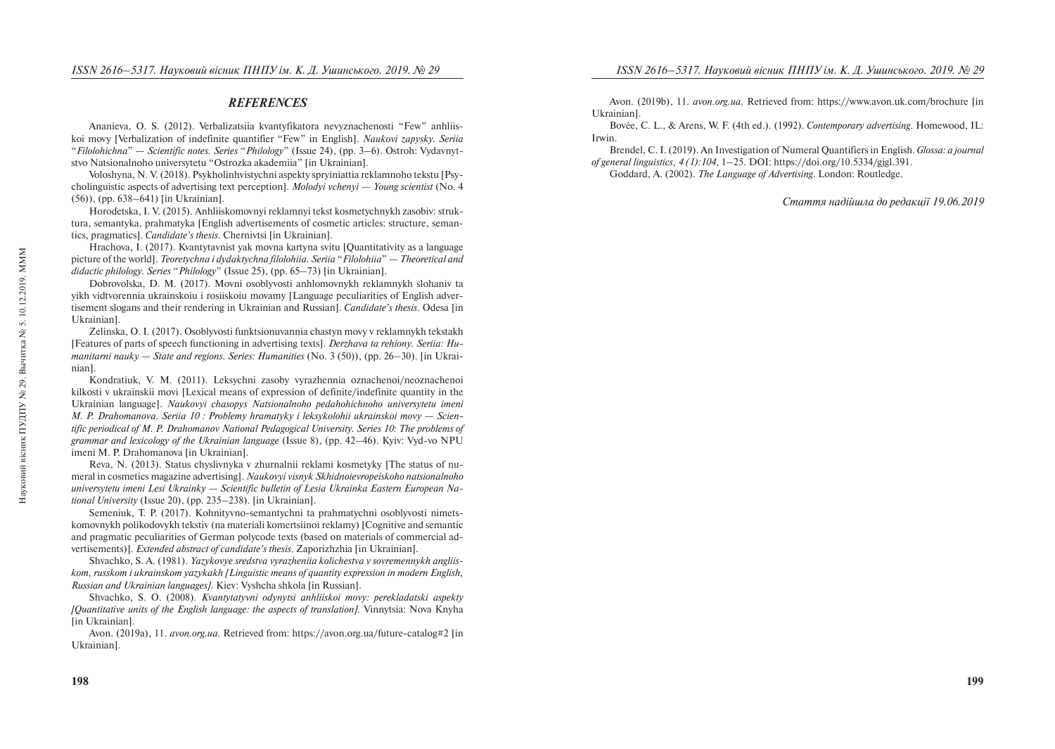## *REFERENCES*

Ananieva, O. S. (2012). Verbalizatsiia kvantyfikatora nevyznachenosti "Few" anhliiskoi movy [Verbalization of indefinite quantifier "Few" in English]. *Naukovi zapysky. Seriia "Filolohichna" — Scientific notes. Series "Philology"* (Issue 24), (pp. 3–6). Ostroh: Vydavnytstvo Natsionalnoho universytetu "Ostrozka akademiia" [in Ukrainian].

Voloshyna, N. V. (2018). Psykholinhvistychni aspekty spryiniattia reklamnoho tekstu [Psycholinguistic aspects of advertising text perception]. *Molodyi vchenyi — Young scientist* (No. 4 (56)), (pp. 638–641) [in Ukrainian].

Horodetska, I. V. (2015). Anhliiskomovnyi reklamnyi tekst kosmetychnykh zasobiv: struktura, semantyka, prahmatyka [English advertisements of cosmetic articles: structure, semantics, pragmatics]. *Candidate's thesis*. Chernivtsi [in Ukrainian].

Hrachova, I. (2017). Kvantytavnist yak movna kartyna svitu [Quantitativity as a language picture of the world]. *Teoretychna i dydaktychna filolohiia. Seriia "Filolohiia" — Theoretical and didactic philology. Series "Philology"* (Issue 25), (pp. 65–73) [in Ukrainian].

Dobrovolska, D. M. (2017). Movni osoblyvosti anhlomovnykh reklamnykh slohaniv ta yikh vidtvorennia ukrainskoiu i rosiiskoiu movamy [Language peculiarities of English advertisement slogans and their rendering in Ukrainian and Russian]. *Candidate's thesis*. Odesa [in Ukrainian].

Zelinska, O. I. (2017). Osoblyvosti funktsionuvannia chastyn movy v reklamnykh tekstakh [Features of parts of speech functioning in advertising texts]. *Derzhava ta rehiony. Seriia: Humanitarni nauky — State and regions. Series: Humanities* (No. 3 (50)), (pp. 26–30). [in Ukrainian].

Kondratiuk, V. M. (2011). Leksychni zasoby vyrazhennia oznachenoi/neoznachenoi kilkosti v ukrainskii movi [Lexical means of expression of definite/indefinite quantity in the Ukrainian language]. *Naukovyi chasopys Natsionalnoho pedahohichnoho universytetu imeni M. P. Drahomanova. Seriia 10 : Problemy hramatyky i leksykolohii ukrainskoi movy — Scientific periodical of M. P. Drahomanov National Pedagogical University. Series 10: The problems of grammar and lexicology of the Ukrainian language* (Issue 8), (pp. 42–46). Kyiv: Vyd-vo NPU imeni M. P. Drahomanova [in Ukrainian].

Reva, N. (2013). Status chyslivnyka v zhurnalnii reklami kosmetyky [The status of numeral in cosmetics magazine advertising]. *Naukovyi visnyk Skhidnoievropeiskoho natsionalnoho universytetu imeni Lesi Ukrainky — Scientific bulletin of Lesia Ukrainka Eastern European National University* (Issue 20), (pp. 235–238). [in Ukrainian].

Semeniuk, T. P. (2017). Kohnityvno-semantychni ta prahmatychni osoblyvosti nimetskomovnykh polikodovykh tekstiv (na materiali komertsiinoi reklamy) [Cognitive and semantic and pragmatic peculiarities of German polycode texts (based on materials of commercial advertisements)]. *Extended abstract of candidate's thesis*. Zaporizhzhia [in Ukrainian].

Shvachko, S. A. (1981). *Yazykovye sredstva vyrazheniia kolichestva v sovremennykh angliiskom, russkom i ukrainskom yazykakh [Linguistic means of quantity expression in modern English, Russian and Ukrainian languages].* Kiev: Vyshcha shkola [in Russian].

Shvachko, S. O. (2008). *Kvantytatyvni odynytsi anhliiskoi movy: perekladatski aspekty [Quantitative units of the English language: the aspects of translation].* Vinnytsia: Nova Knyha [in Ukrainian].

Avon. (2019a), 11. *avon.org.ua.* Retrieved from: https://avon.org.ua/future-catalog#2 [in Ukrainian].

Avon. (2019b), 11. *avon.org.ua*. Retrieved from: https://www.avon.uk.com/brochure [in Ukrainian].

Bovée, C. L., & Arens, W. F. (4th ed.). (1992). *Contemporary advertising*. Homewood, IL: Irwin.

Brendel, C. I. (2019). An Investigation of Numeral Quantifiers in English. *Glossa: a journal of general linguistics, 4 (1):104*, 1–25. DOI: https://doi.org/10.5334/gjgl.391.

Goddard, A. (2002). *The Language of Advertising*. London: Routledge.

*Стаття надійшла до редакції 19.06.2019*